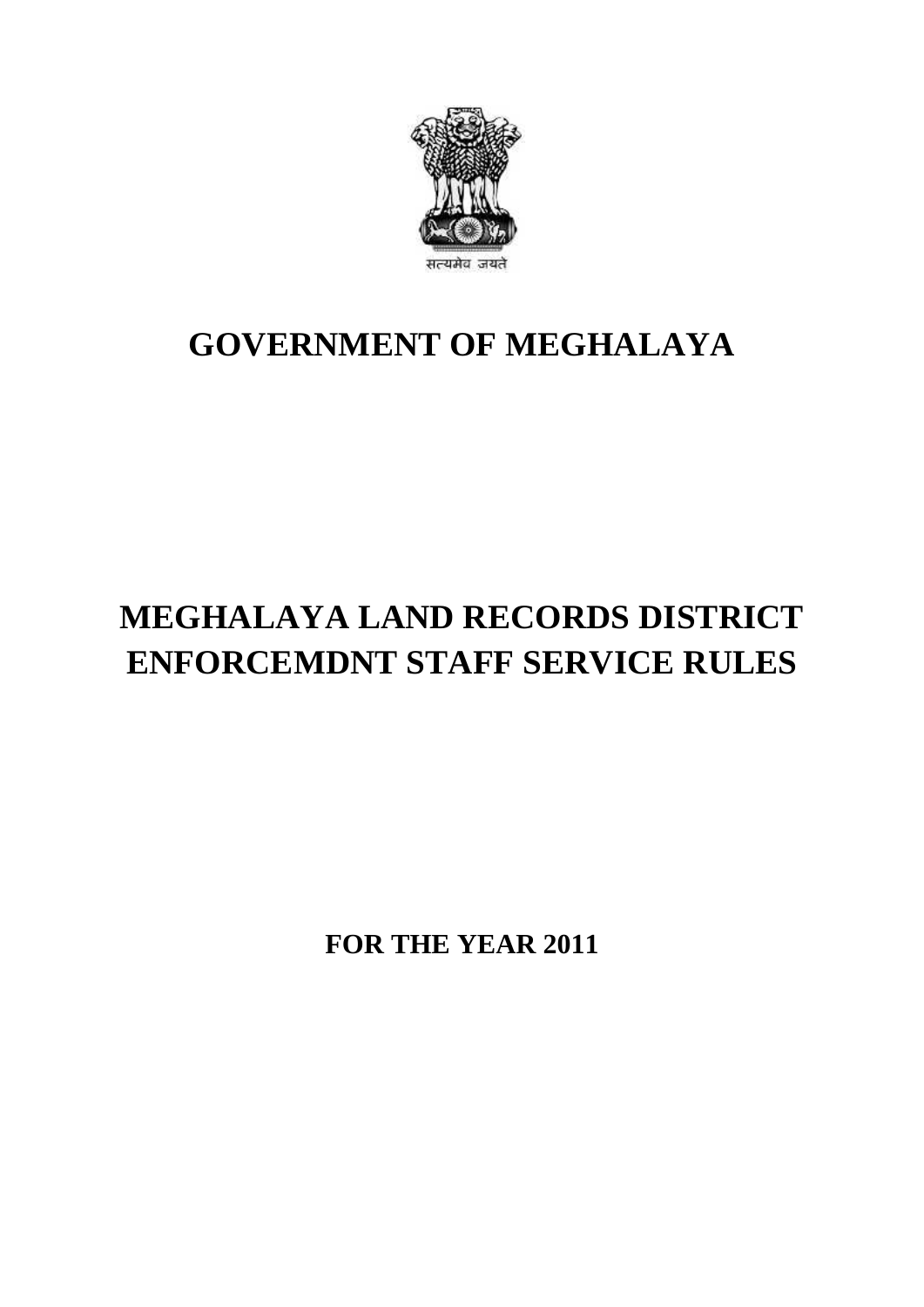सत्यमेव जयते

# GOVERNMENT OF MEGHALAYA

# MEGHALAYA LAND RECORDS DISTRICT ENFORCEMDNT STAFF SERVICE RULES

**FOR THE YEAR 2011**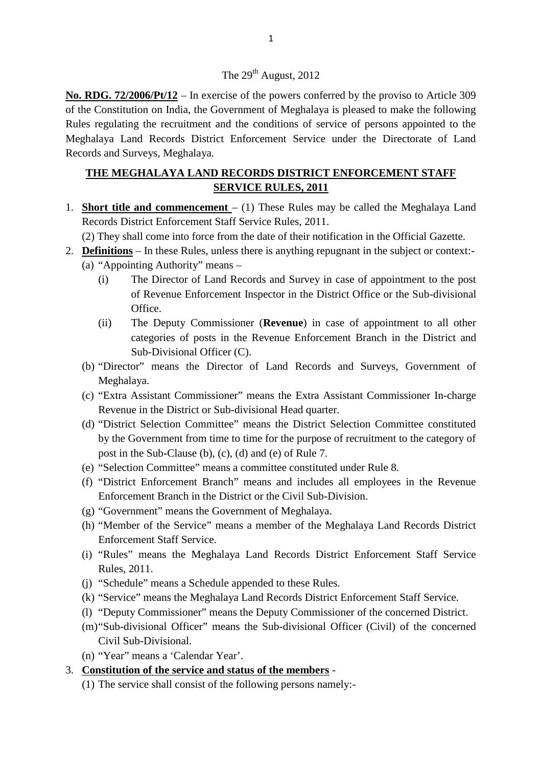The 29th August, 2012

**No. RDG. 72/2006/Pt/12** – In exercise of the powers conferred by the proviso to Article 309 of the Constitution on India, the Government of Meghalaya is pleased to make the following Rules regulating the recruitment and the conditions of service of persons appointed to the Meghalaya Land Records District Enforcement Service under the Directorate of Land Records and Surveys, Meghalaya.

## THE MEGHALAYA LAND RECORDS DISTRICT ENFORCEMENT STAFF SERVICE RULES, 2011

1. **Short title and commencement** – (1) These Rules may be called the Meghalaya Land Records District Enforcement Staff Service Rules, 2011.

   (2) They shall come into force from the date of their notification in the Official Gazette.

2. **Definitions** – In these Rules, unless there is anything repugnant in the subject or context:-
   - (a) "Appointing Authority" means –
     - (i) The Director of Land Records and Survey in case of appointment to the post of Revenue Enforcement Inspector in the District Office or the Sub-divisional Office.
     - (ii) The Deputy Commissioner (**Revenue**) in case of appointment to all other categories of posts in the Revenue Enforcement Branch in the District and Sub-Divisional Officer (C).
   - (b) "Director" means the Director of Land Records and Surveys, Government of Meghalaya.
   - (c) "Extra Assistant Commissioner" means the Extra Assistant Commissioner In-charge Revenue in the District or Sub-divisional Head quarter.
   - (d) "District Selection Committee" means the District Selection Committee constituted by the Government from time to time for the purpose of recruitment to the category of post in the Sub-Clause (b), (c), (d) and (e) of Rule 7.
   - (e) "Selection Committee" means a committee constituted under Rule 8.
   - (f) "District Enforcement Branch" means and includes all employees in the Revenue Enforcement Branch in the District or the Civil Sub-Division.
   - (g) "Government" means the Government of Meghalaya.
   - (h) "Member of the Service" means a member of the Meghalaya Land Records District Enforcement Staff Service.
   - (i) "Rules" means the Meghalaya Land Records District Enforcement Staff Service Rules, 2011.
   - (j) "Schedule" means a Schedule appended to these Rules.
   - (k) "Service" means the Meghalaya Land Records District Enforcement Staff Service.
   - (l) "Deputy Commissioner" means the Deputy Commissioner of the concerned District.
   - (m) "Sub-divisional Officer" means the Sub-divisional Officer (Civil) of the concerned Civil Sub-Divisional.
   - (n) "Year" means a 'Calendar Year'.

3. **Constitution of the service and status of the members** -

   (1) The service shall consist of the following persons namely:-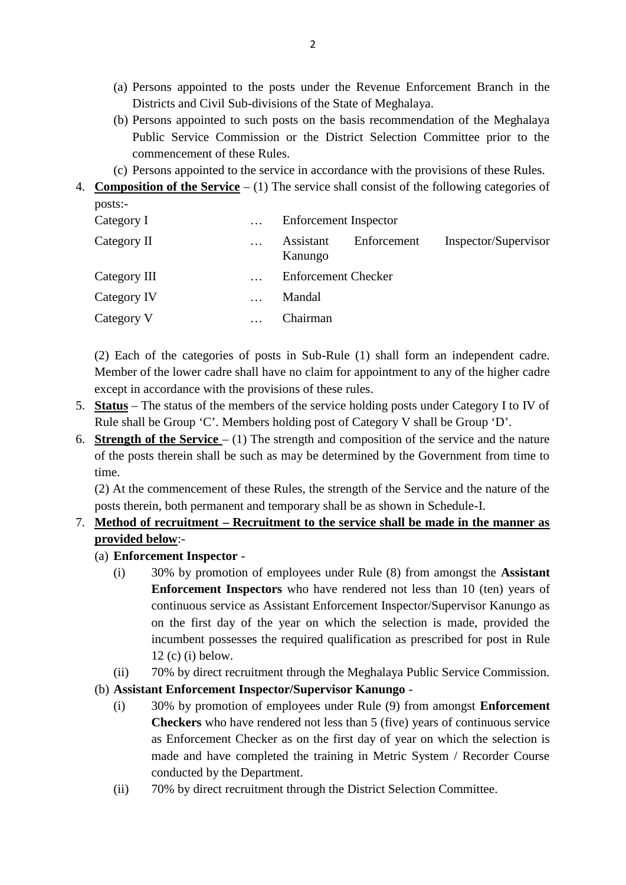(a) Persons appointed to the posts under the Revenue Enforcement Branch in the Districts and Civil Sub-divisions of the State of Meghalaya.

(b) Persons appointed to such posts on the basis recommendation of the Meghalaya Public Service Commission or the District Selection Committee prior to the commencement of these Rules.

(c) Persons appointed to the service in accordance with the provisions of these Rules.

4. **<u>Composition of the Service</u>** – (1) The service shall consist of the following categories of posts:-

| | | |
|---|---|---|
| Category I | … | Enforcement Inspector |
| Category II | … | Assistant Enforcement Inspector/Supervisor Kanungo |
| Category III | … | Enforcement Checker |
| Category IV | … | Mandal |
| Category V | … | Chairman |

(2) Each of the categories of posts in Sub-Rule (1) shall form an independent cadre. Member of the lower cadre shall have no claim for appointment to any of the higher cadre except in accordance with the provisions of these rules.

5. **<u>Status</u>** – The status of the members of the service holding posts under Category I to IV of Rule shall be Group 'C'. Members holding post of Category V shall be Group 'D'.

6. **<u>Strength of the Service</u>** – (1) The strength and composition of the service and the nature of the posts therein shall be such as may be determined by the Government from time to time.

   (2) At the commencement of these Rules, the strength of the Service and the nature of the posts therein, both permanent and temporary shall be as shown in Schedule-I.

7. **<u>Method of recruitment – Recruitment to the service shall be made in the manner as provided below</u>**:-

   (a) **Enforcement Inspector** -

   - (i) 30% by promotion of employees under Rule (8) from amongst the **Assistant Enforcement Inspectors** who have rendered not less than 10 (ten) years of continuous service as Assistant Enforcement Inspector/Supervisor Kanungo as on the first day of the year on which the selection is made, provided the incumbent possesses the required qualification as prescribed for post in Rule 12 (c) (i) below.
   - (ii) 70% by direct recruitment through the Meghalaya Public Service Commission.

   (b) **Assistant Enforcement Inspector/Supervisor Kanungo** -

   - (i) 30% by promotion of employees under Rule (9) from amongst **Enforcement Checkers** who have rendered not less than 5 (five) years of continuous service as Enforcement Checker as on the first day of year on which the selection is made and have completed the training in Metric System / Recorder Course conducted by the Department.
   - (ii) 70% by direct recruitment through the District Selection Committee.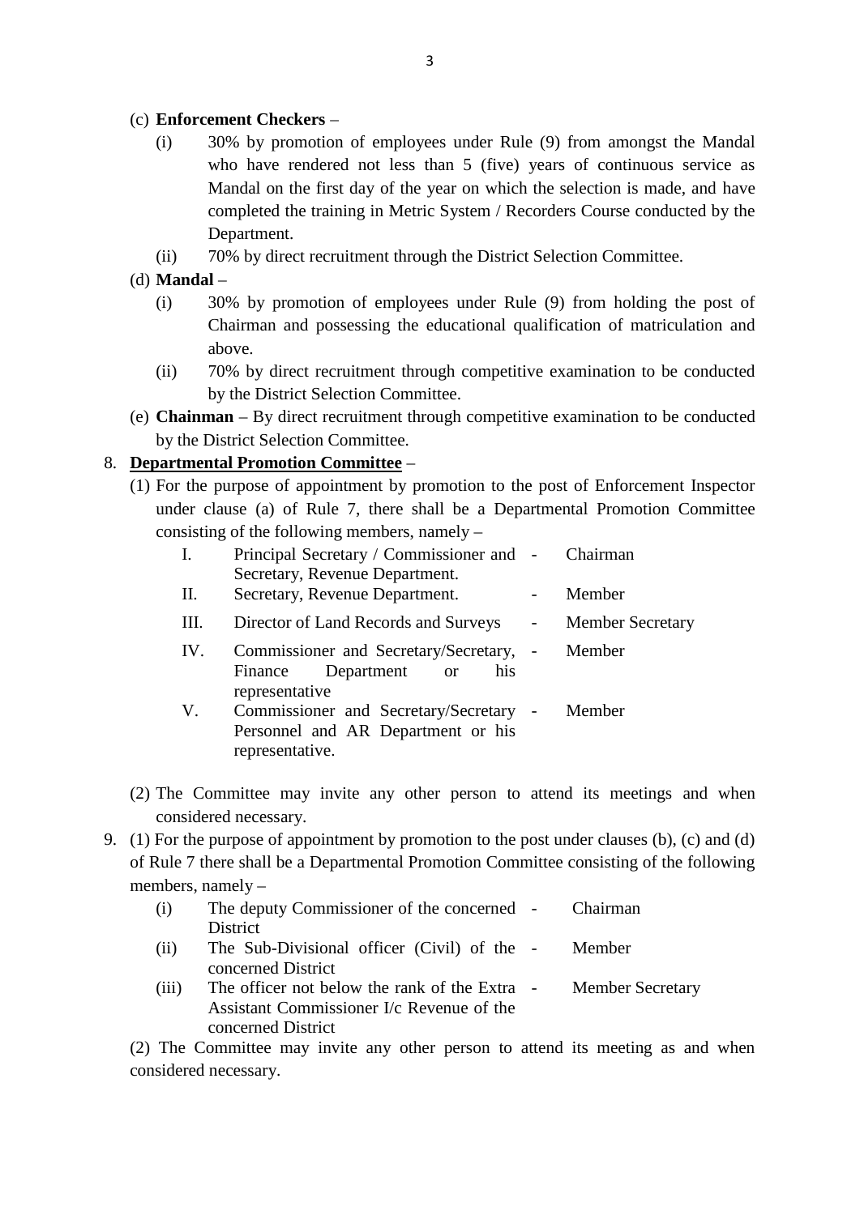(c) **Enforcement Checkers** –

- (i) 30% by promotion of employees under Rule (9) from amongst the Mandal who have rendered not less than 5 (five) years of continuous service as Mandal on the first day of the year on which the selection is made, and have completed the training in Metric System / Recorders Course conducted by the Department.
- (ii) 70% by direct recruitment through the District Selection Committee.

(d) **Mandal** –

- (i) 30% by promotion of employees under Rule (9) from holding the post of Chairman and possessing the educational qualification of matriculation and above.
- (ii) 70% by direct recruitment through competitive examination to be conducted by the District Selection Committee.

(e) **Chainman** – By direct recruitment through competitive examination to be conducted by the District Selection Committee.

8. **Departmental Promotion Committee** –

(1) For the purpose of appointment by promotion to the post of Enforcement Inspector under clause (a) of Rule 7, there shall be a Departmental Promotion Committee consisting of the following members, namely –

| | | | |
|---|---|---|---|
| I. | Principal Secretary / Commissioner and Secretary, Revenue Department. | - | Chairman |
| II. | Secretary, Revenue Department. | - | Member |
| III. | Director of Land Records and Surveys | - | Member Secretary |
| IV. | Commissioner and Secretary/Secretary, Finance Department or his representative | - | Member |
| V. | Commissioner and Secretary/Secretary Personnel and AR Department or his representative. | - | Member |

(2) The Committee may invite any other person to attend its meetings and when considered necessary.

9. (1) For the purpose of appointment by promotion to the post under clauses (b), (c) and (d) of Rule 7 there shall be a Departmental Promotion Committee consisting of the following members, namely –

| | | | |
|---|---|---|---|
| (i) | The deputy Commissioner of the concerned District | - | Chairman |
| (ii) | The Sub-Divisional officer (Civil) of the concerned District | - | Member |
| (iii) | The officer not below the rank of the Extra Assistant Commissioner I/c Revenue of the concerned District | - | Member Secretary |

(2) The Committee may invite any other person to attend its meeting as and when considered necessary.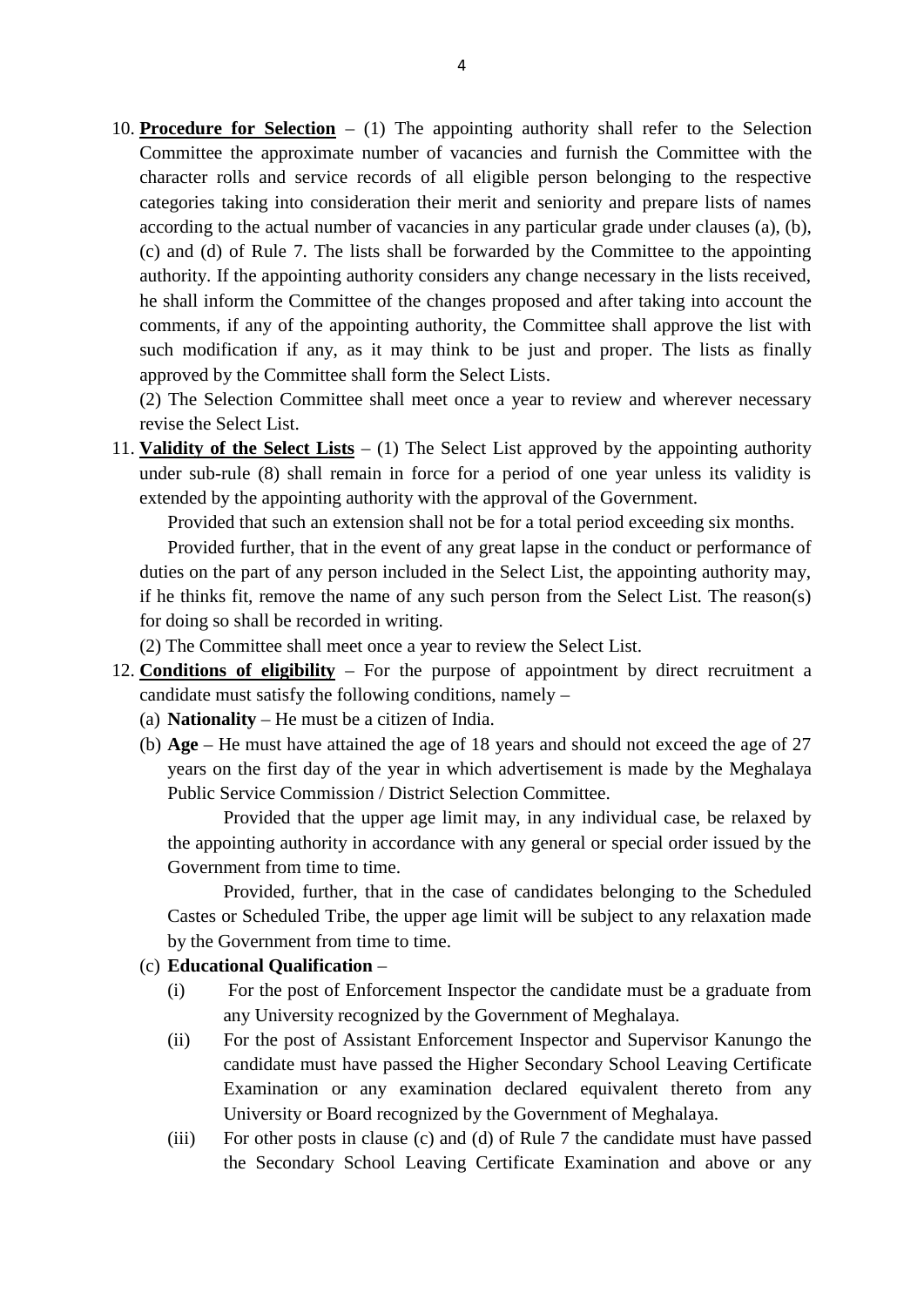10. **Procedure for Selection** – (1) The appointing authority shall refer to the Selection Committee the approximate number of vacancies and furnish the Committee with the character rolls and service records of all eligible person belonging to the respective categories taking into consideration their merit and seniority and prepare lists of names according to the actual number of vacancies in any particular grade under clauses (a), (b), (c) and (d) of Rule 7. The lists shall be forwarded by the Committee to the appointing authority. If the appointing authority considers any change necessary in the lists received, he shall inform the Committee of the changes proposed and after taking into account the comments, if any of the appointing authority, the Committee shall approve the list with such modification if any, as it may think to be just and proper. The lists as finally approved by the Committee shall form the Select Lists.

    (2) The Selection Committee shall meet once a year to review and wherever necessary revise the Select List.

11. **Validity of the Select Lists** – (1) The Select List approved by the appointing authority under sub-rule (8) shall remain in force for a period of one year unless its validity is extended by the appointing authority with the approval of the Government.

    Provided that such an extension shall not be for a total period exceeding six months.

    Provided further, that in the event of any great lapse in the conduct or performance of duties on the part of any person included in the Select List, the appointing authority may, if he thinks fit, remove the name of any such person from the Select List. The reason(s) for doing so shall be recorded in writing.

    (2) The Committee shall meet once a year to review the Select List.

12. **Conditions of eligibility** – For the purpose of appointment by direct recruitment a candidate must satisfy the following conditions, namely –

    (a) **Nationality** – He must be a citizen of India.

    (b) **Age** – He must have attained the age of 18 years and should not exceed the age of 27 years on the first day of the year in which advertisement is made by the Meghalaya Public Service Commission / District Selection Committee.

    Provided that the upper age limit may, in any individual case, be relaxed by the appointing authority in accordance with any general or special order issued by the Government from time to time.

    Provided, further, that in the case of candidates belonging to the Scheduled Castes or Scheduled Tribe, the upper age limit will be subject to any relaxation made by the Government from time to time.

    (c) **Educational Qualification** –

    (i) For the post of Enforcement Inspector the candidate must be a graduate from any University recognized by the Government of Meghalaya.

    (ii) For the post of Assistant Enforcement Inspector and Supervisor Kanungo the candidate must have passed the Higher Secondary School Leaving Certificate Examination or any examination declared equivalent thereto from any University or Board recognized by the Government of Meghalaya.

    (iii) For other posts in clause (c) and (d) of Rule 7 the candidate must have passed the Secondary School Leaving Certificate Examination and above or any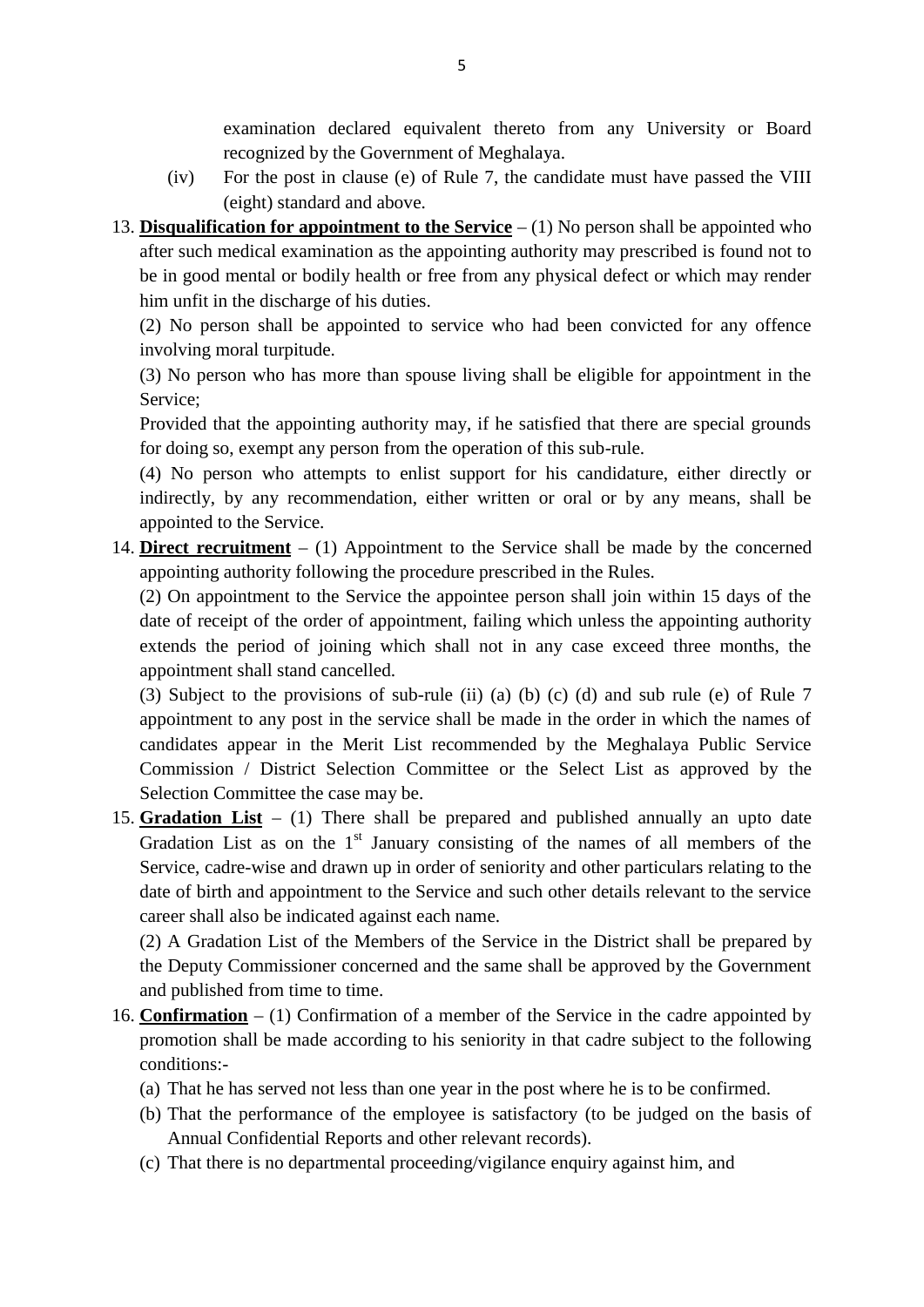examination declared equivalent thereto from any University or Board recognized by the Government of Meghalaya.

(iv) For the post in clause (e) of Rule 7, the candidate must have passed the VIII (eight) standard and above.

13. **Disqualification for appointment to the Service** – (1) No person shall be appointed who after such medical examination as the appointing authority may prescribed is found not to be in good mental or bodily health or free from any physical defect or which may render him unfit in the discharge of his duties.

(2) No person shall be appointed to service who had been convicted for any offence involving moral turpitude.

(3) No person who has more than spouse living shall be eligible for appointment in the Service;

Provided that the appointing authority may, if he satisfied that there are special grounds for doing so, exempt any person from the operation of this sub-rule.

(4) No person who attempts to enlist support for his candidature, either directly or indirectly, by any recommendation, either written or oral or by any means, shall be appointed to the Service.

14. **Direct recruitment** – (1) Appointment to the Service shall be made by the concerned appointing authority following the procedure prescribed in the Rules.

(2) On appointment to the Service the appointee person shall join within 15 days of the date of receipt of the order of appointment, failing which unless the appointing authority extends the period of joining which shall not in any case exceed three months, the appointment shall stand cancelled.

(3) Subject to the provisions of sub-rule (ii) (a) (b) (c) (d) and sub rule (e) of Rule 7 appointment to any post in the service shall be made in the order in which the names of candidates appear in the Merit List recommended by the Meghalaya Public Service Commission / District Selection Committee or the Select List as approved by the Selection Committee the case may be.

15. **Gradation List** – (1) There shall be prepared and published annually an upto date Gradation List as on the 1st January consisting of the names of all members of the Service, cadre-wise and drawn up in order of seniority and other particulars relating to the date of birth and appointment to the Service and such other details relevant to the service career shall also be indicated against each name.

(2) A Gradation List of the Members of the Service in the District shall be prepared by the Deputy Commissioner concerned and the same shall be approved by the Government and published from time to time.

16. **Confirmation** – (1) Confirmation of a member of the Service in the cadre appointed by promotion shall be made according to his seniority in that cadre subject to the following conditions:-

(a) That he has served not less than one year in the post where he is to be confirmed.

(b) That the performance of the employee is satisfactory (to be judged on the basis of Annual Confidential Reports and other relevant records).

(c) That there is no departmental proceeding/vigilance enquiry against him, and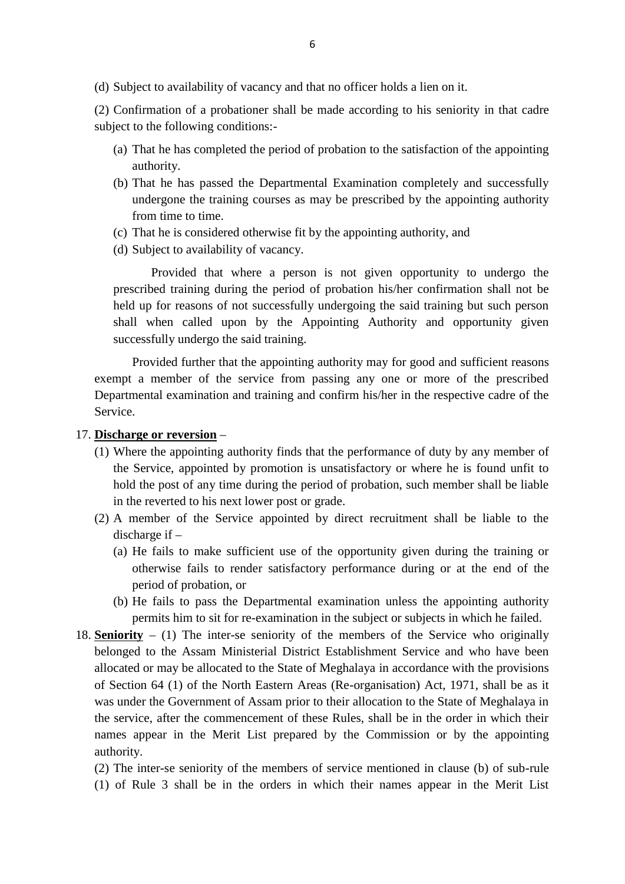(d) Subject to availability of vacancy and that no officer holds a lien on it.

(2) Confirmation of a probationer shall be made according to his seniority in that cadre subject to the following conditions:-

- (a) That he has completed the period of probation to the satisfaction of the appointing authority.
- (b) That he has passed the Departmental Examination completely and successfully undergone the training courses as may be prescribed by the appointing authority from time to time.
- (c) That he is considered otherwise fit by the appointing authority, and
- (d) Subject to availability of vacancy.

  Provided that where a person is not given opportunity to undergo the prescribed training during the period of probation his/her confirmation shall not be held up for reasons of not successfully undergoing the said training but such person shall when called upon by the Appointing Authority and opportunity given successfully undergo the said training.

Provided further that the appointing authority may for good and sufficient reasons exempt a member of the service from passing any one or more of the prescribed Departmental examination and training and confirm his/her in the respective cadre of the Service.

17. **<u>Discharge or reversion</u>** –
    (1) Where the appointing authority finds that the performance of duty by any member of the Service, appointed by promotion is unsatisfactory or where he is found unfit to hold the post of any time during the period of probation, such member shall be liable in the reverted to his next lower post or grade.
    (2) A member of the Service appointed by direct recruitment shall be liable to the discharge if –
    - (a) He fails to make sufficient use of the opportunity given during the training or otherwise fails to render satisfactory performance during or at the end of the period of probation, or
    - (b) He fails to pass the Departmental examination unless the appointing authority permits him to sit for re-examination in the subject or subjects in which he failed.

18. **<u>Seniority</u>** – (1) The inter-se seniority of the members of the Service who originally belonged to the Assam Ministerial District Establishment Service and who have been allocated or may be allocated to the State of Meghalaya in accordance with the provisions of Section 64 (1) of the North Eastern Areas (Re-organisation) Act, 1971, shall be as it was under the Government of Assam prior to their allocation to the State of Meghalaya in the service, after the commencement of these Rules, shall be in the order in which their names appear in the Merit List prepared by the Commission or by the appointing authority.

    (2) The inter-se seniority of the members of service mentioned in clause (b) of sub-rule (1) of Rule 3 shall be in the orders in which their names appear in the Merit List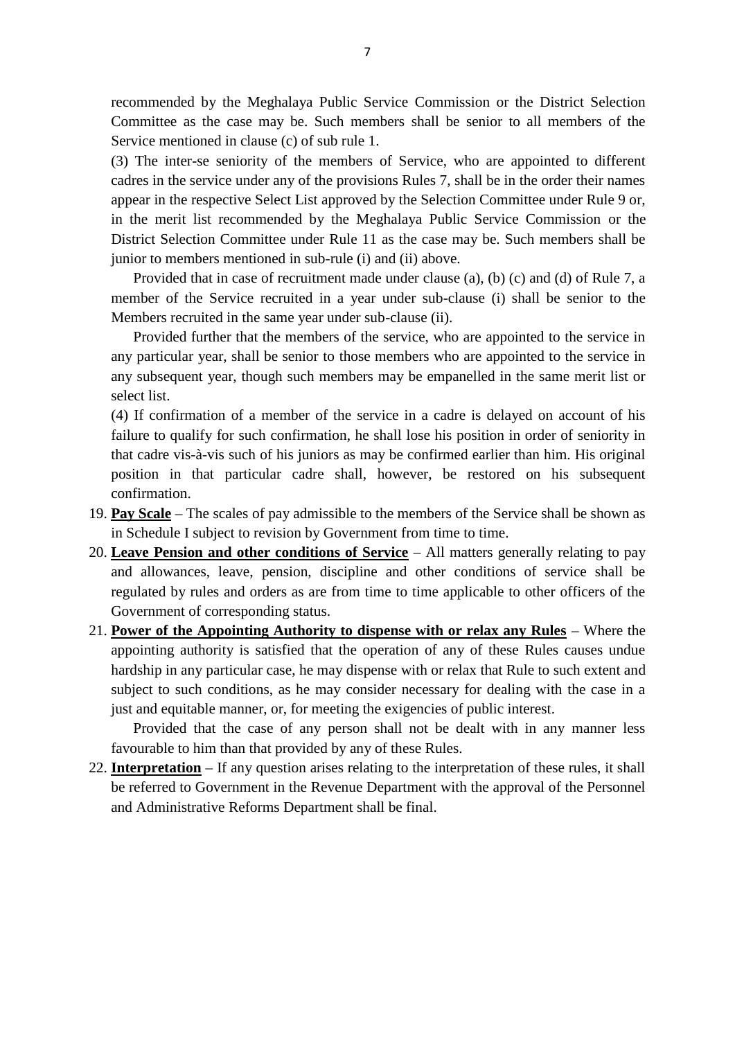recommended by the Meghalaya Public Service Commission or the District Selection Committee as the case may be. Such members shall be senior to all members of the Service mentioned in clause (c) of sub rule 1.

(3) The inter-se seniority of the members of Service, who are appointed to different cadres in the service under any of the provisions Rules 7, shall be in the order their names appear in the respective Select List approved by the Selection Committee under Rule 9 or, in the merit list recommended by the Meghalaya Public Service Commission or the District Selection Committee under Rule 11 as the case may be. Such members shall be junior to members mentioned in sub-rule (i) and (ii) above.

Provided that in case of recruitment made under clause (a), (b) (c) and (d) of Rule 7, a member of the Service recruited in a year under sub-clause (i) shall be senior to the Members recruited in the same year under sub-clause (ii).

Provided further that the members of the service, who are appointed to the service in any particular year, shall be senior to those members who are appointed to the service in any subsequent year, though such members may be empanelled in the same merit list or select list.

(4) If confirmation of a member of the service in a cadre is delayed on account of his failure to qualify for such confirmation, he shall lose his position in order of seniority in that cadre vis-à-vis such of his juniors as may be confirmed earlier than him. His original position in that particular cadre shall, however, be restored on his subsequent confirmation.

19. **Pay Scale** – The scales of pay admissible to the members of the Service shall be shown as in Schedule I subject to revision by Government from time to time.
20. **Leave Pension and other conditions of Service** – All matters generally relating to pay and allowances, leave, pension, discipline and other conditions of service shall be regulated by rules and orders as are from time to time applicable to other officers of the Government of corresponding status.
21. **Power of the Appointing Authority to dispense with or relax any Rules** – Where the appointing authority is satisfied that the operation of any of these Rules causes undue hardship in any particular case, he may dispense with or relax that Rule to such extent and subject to such conditions, as he may consider necessary for dealing with the case in a just and equitable manner, or, for meeting the exigencies of public interest.

    Provided that the case of any person shall not be dealt with in any manner less favourable to him than that provided by any of these Rules.
22. **Interpretation** – If any question arises relating to the interpretation of these rules, it shall be referred to Government in the Revenue Department with the approval of the Personnel and Administrative Reforms Department shall be final.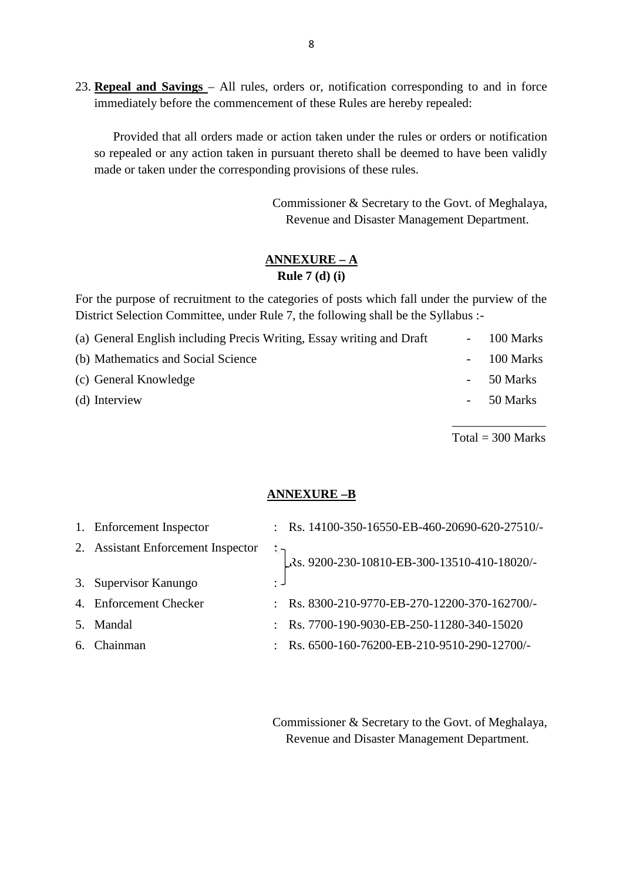23. **Repeal and Savings** – All rules, orders or, notification corresponding to and in force immediately before the commencement of these Rules are hereby repealed:

Provided that all orders made or action taken under the rules or orders or notification so repealed or any action taken in pursuant thereto shall be deemed to have been validly made or taken under the corresponding provisions of these rules.

Commissioner & Secretary to the Govt. of Meghalaya,
Revenue and Disaster Management Department.

## ANNEXURE – A
### Rule 7 (d) (i)

For the purpose of recruitment to the categories of posts which fall under the purview of the District Selection Committee, under Rule 7, the following shall be the Syllabus :-

| | | |
|---|---|---|
| (a) General English including Precis Writing, Essay writing and Draft | - | 100 Marks |
| (b) Mathematics and Social Science | - | 100 Marks |
| (c) General Knowledge | - | 50 Marks |
| (d) Interview | - | 50 Marks |
| | | Total = 300 Marks |

## ANNEXURE –B

| | | |
|---|---|---|
| 1. Enforcement Inspector | : | Rs. 14100-350-16550-EB-460-20690-620-27510/- |
| 2. Assistant Enforcement Inspector | : | Rs. 9200-230-10810-EB-300-13510-410-18020/- |
| 3. Supervisor Kanungo | : | Rs. 9200-230-10810-EB-300-13510-410-18020/- |
| 4. Enforcement Checker | : | Rs. 8300-210-9770-EB-270-12200-370-162700/- |
| 5. Mandal | : | Rs. 7700-190-9030-EB-250-11280-340-15020 |
| 6. Chainman | : | Rs. 6500-160-76200-EB-210-9510-290-12700/- |

Commissioner & Secretary to the Govt. of Meghalaya,
Revenue and Disaster Management Department.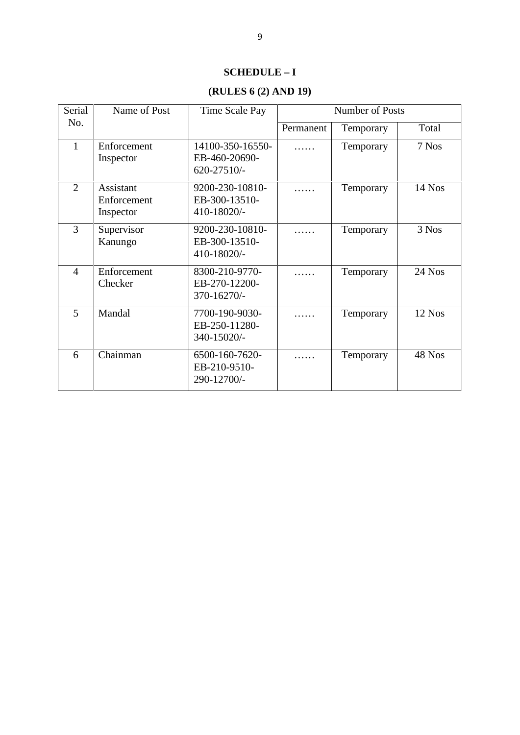## SCHEDULE – I

## (RULES 6 (2) AND 19)

| Serial No. | Name of Post | Time Scale Pay | Number of Posts | | |
|---|---|---|---|---|---|
| | | | Permanent | Temporary | Total |
| 1 | Enforcement Inspector | 14100-350-16550-EB-460-20690-620-27510/- | …… | Temporary | 7 Nos |
| 2 | Assistant Enforcement Inspector | 9200-230-10810-EB-300-13510-410-18020/- | …… | Temporary | 14 Nos |
| 3 | Supervisor Kanungo | 9200-230-10810-EB-300-13510-410-18020/- | …… | Temporary | 3 Nos |
| 4 | Enforcement Checker | 8300-210-9770-EB-270-12200-370-16270/- | …… | Temporary | 24 Nos |
| 5 | Mandal | 7700-190-9030-EB-250-11280-340-15020/- | …… | Temporary | 12 Nos |
| 6 | Chainman | 6500-160-7620-EB-210-9510-290-12700/- | …… | Temporary | 48 Nos |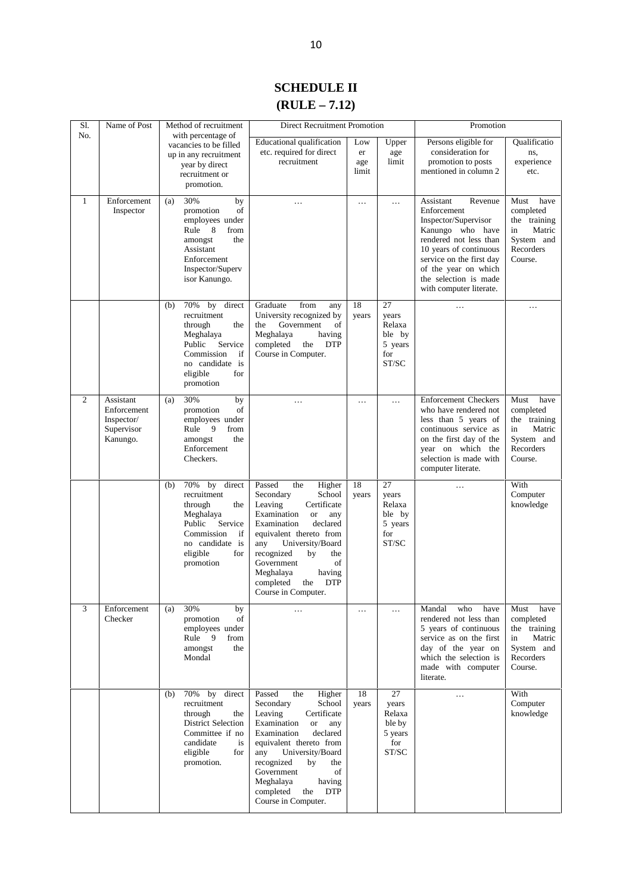# SCHEDULE II
# (RULE – 7.12)

| Sl. No. | Name of Post | Method of recruitment with percentage of vacancies to be filled up in any recruitment year by direct recruitment or promotion. | Direct Recruitment Promotion | | | Promotion | |
|---|---|---|---|---|---|---|---|
| | | | Educational qualification etc. required for direct recruitment | Lower age limit | Upper age limit | Persons eligible for consideration for promotion to posts mentioned in column 2 | Qualifications, experience etc. |
| 1 | Enforcement Inspector | (a) 30% by promotion of employees under Rule 8 from amongst the Assistant Enforcement Inspector/Supervisor Kanungo. | … | … | … | Assistant Revenue Enforcement Inspector/Supervisor Kanungo who have rendered not less than 10 years of continuous service on the first day of the year on which the selection is made with computer literate. | Must have completed the training in Matric System and Recorders Course. |
| | | (b) 70% by direct recruitment through the Meghalaya Public Service Commission if no candidate is eligible for promotion | Graduate from any University recognized by the Government of Meghalaya having completed the DTP Course in Computer. | 18 years | 27 years Relaxable by 5 years for ST/SC | … | … |
| 2 | Assistant Enforcement Inspector/ Supervisor Kanungo. | (a) 30% by promotion of employees under Rule 9 from amongst the Enforcement Checkers. | … | … | … | Enforcement Checkers who have rendered not less than 5 years of continuous service as on the first day of the year on which the selection is made with computer literate. | Must have completed the training in Matric System and Recorders Course. |
| | | (b) 70% by direct recruitment through the Meghalaya Public Service Commission if no candidate is eligible for promotion | Passed the Higher Secondary School Leaving Certificate Examination or any Examination declared equivalent thereto from any University/Board recognized by the Government of Meghalaya having completed the DTP Course in Computer. | 18 years | 27 years Relaxable by 5 years for ST/SC | … | With Computer knowledge |
| 3 | Enforcement Checker | (a) 30% by promotion of employees under Rule 9 from amongst the Mondal | … | … | … | Mandal who have rendered not less than 5 years of continuous service as on the first day of the year on which the selection is made with computer literate. | Must have completed the training in Matric System and Recorders Course. |
| | | (b) 70% by direct recruitment through the District Selection Committee if no candidate is eligible for promotion. | Passed the Higher Secondary School Leaving Certificate Examination or any Examination declared equivalent thereto from any University/Board recognized by the Government of Meghalaya having completed the DTP Course in Computer. | 18 years | 27 years Relaxable by 5 years for ST/SC | … | With Computer knowledge |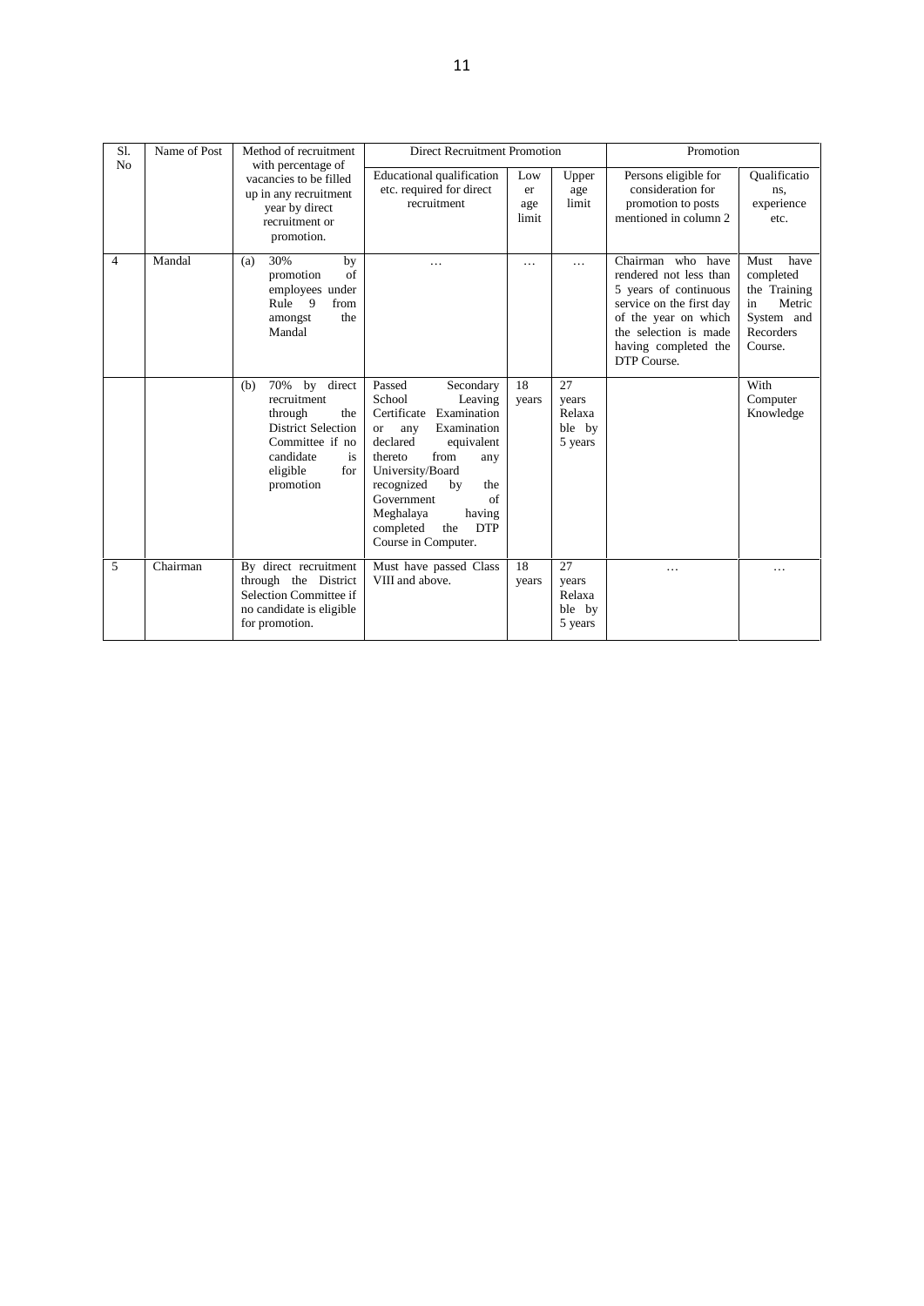| Sl. No | Name of Post | Method of recruitment with percentage of vacancies to be filled up in any recruitment year by direct recruitment or promotion. | Direct Recruitment Promotion | | | Promotion | |
|---|---|---|---|---|---|---|---|
| | | | Educational qualification etc. required for direct recruitment | Lower age limit | Upper age limit | Persons eligible for consideration for promotion to posts mentioned in column 2 | Qualifications, experience etc. |
| 4 | Mandal | (a) 30% by promotion of employees under Rule 9 from amongst the Mandal | … | … | … | Chairman who have rendered not less than 5 years of continuous service on the first day of the year on which the selection is made having completed the DTP Course. | Must have completed the Training in Metric System and Recorders Course. |
| | | (b) 70% by direct recruitment through the District Selection Committee if no candidate is eligible for promotion | Passed Secondary School Leaving Certificate Examination or any Examination declared equivalent thereto from any University/Board recognized by the Government of Meghalaya having completed the DTP Course in Computer. | 18 years | 27 years Relaxable by 5 years | | With Computer Knowledge |
| 5 | Chairman | By direct recruitment through the District Selection Committee if no candidate is eligible for promotion. | Must have passed Class VIII and above. | 18 years | 27 years Relaxable by 5 years | … | … |